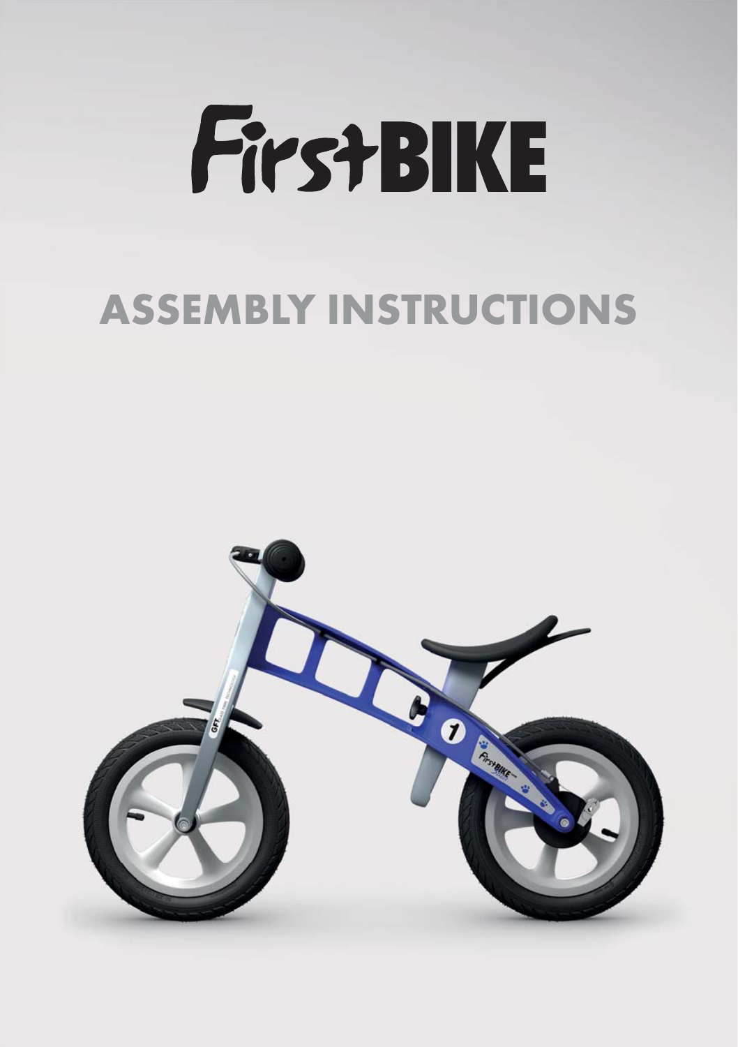# FirstBIKE

## ASSEMBLY INSTRUCTIONS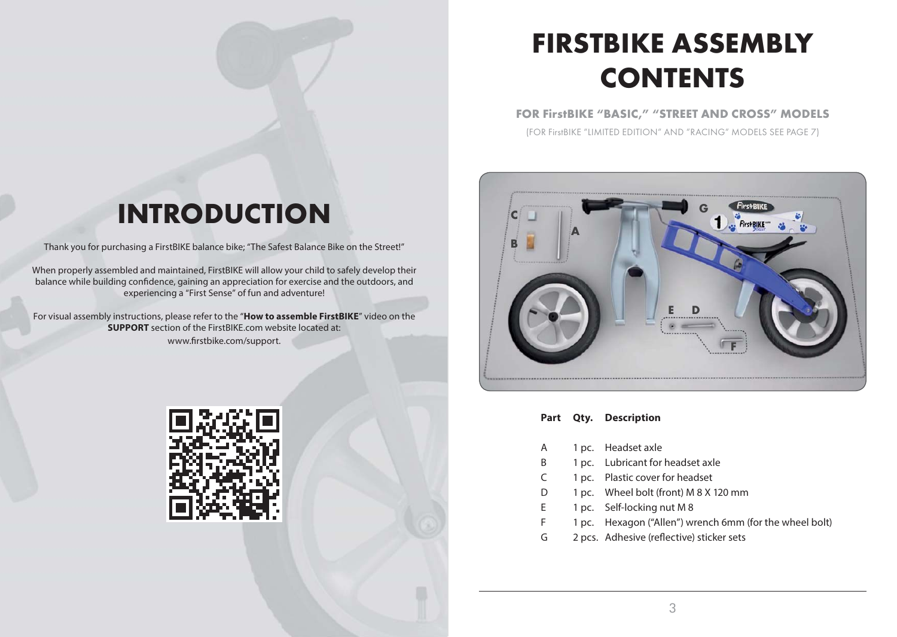# INTRODUCTION

Thank you for purchasing a FirstBIKE balance bike; "The Safest Balance Bike on the Street!"

When properly assembled and maintained, FirstBIKE will allow your child to safely develop their balance while building confidence, gaining an appreciation for exercise and the outdoors, and experiencing a "First Sense" of fun and adventure!

For visual assembly instructions, please refer to the "**How to assemble FirstBIKE**" video on the **SUPPORT** section of the FirstBIKE.com website located at: www.firstbike.com/support.

# FIRSTBIKE ASSEMBLY CONTENTS

**FOR FirstBIKE "BASIC," "STREET AND CROSS" MODELS**

(FOR FirstBIKE "LIMITED EDITION" AND "RACING" MODELS SEE PAGE 7)

| Part | Qty. | Description |
|---|---|---|
| A | 1 pc. | Headset axle |
| B | 1 pc. | Lubricant for headset axle |
| C | 1 pc. | Plastic cover for headset |
| D | 1 pc. | Wheel bolt (front) M 8 X 120 mm |
| E | 1 pc. | Self-locking nut M 8 |
| F | 1 pc. | Hexagon ("Allen") wrench 6mm (for the wheel bolt) |
| G | 2 pcs. | Adhesive (reflective) sticker sets |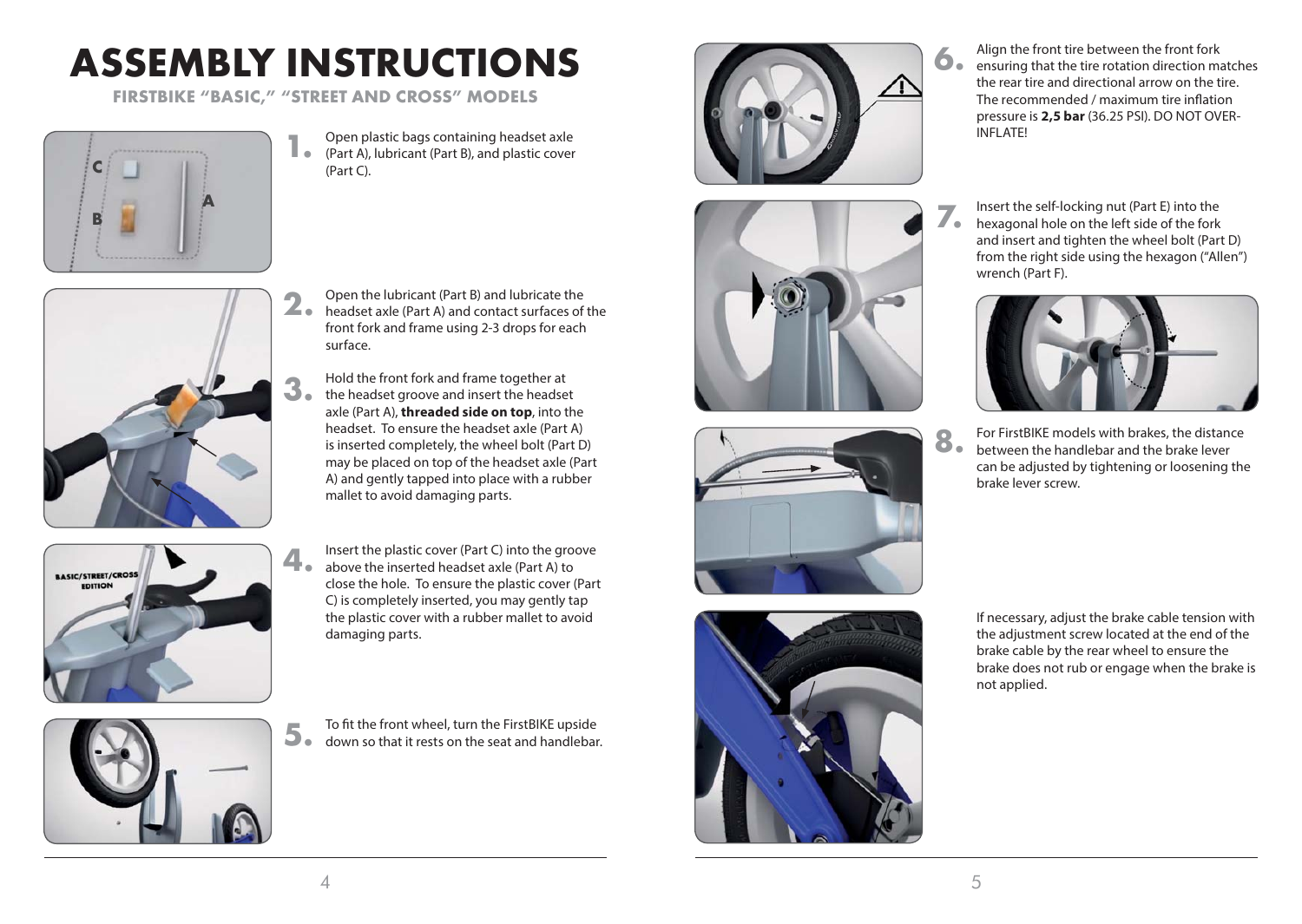# ASSEMBLY INSTRUCTIONS

**FIRSTBIKE "BASIC," "STREET AND CROSS" MODELS**

**1.** Open plastic bags containing headset axle (Part A), lubricant (Part B), and plastic cover (Part C).

**2.** Open the lubricant (Part B) and lubricate the headset axle (Part A) and contact surfaces of the front fork and frame using 2-3 drops for each surface.

**3.** Hold the front fork and frame together at the headset groove and insert the headset axle (Part A), **threaded side on top**, into the headset. To ensure the headset axle (Part A) is inserted completely, the wheel bolt (Part D) may be placed on top of the headset axle (Part A) and gently tapped into place with a rubber mallet to avoid damaging parts.

**4.** Insert the plastic cover (Part C) into the groove above the inserted headset axle (Part A) to close the hole. To ensure the plastic cover (Part C) is completely inserted, you may gently tap the plastic cover with a rubber mallet to avoid damaging parts.

**5.** To fit the front wheel, turn the FirstBIKE upside down so that it rests on the seat and handlebar.

**6.** Align the front tire between the front fork ensuring that the tire rotation direction matches the rear tire and directional arrow on the tire. The recommended / maximum tire inflation pressure is **2,5 bar** (36.25 PSI). DO NOT OVER-INFLATE!

**7.** Insert the self-locking nut (Part E) into the hexagonal hole on the left side of the fork and insert and tighten the wheel bolt (Part D) from the right side using the hexagon ("Allen") wrench (Part F).

**8.** For FirstBIKE models with brakes, the distance between the handlebar and the brake lever can be adjusted by tightening or loosening the brake lever screw.

If necessary, adjust the brake cable tension with the adjustment screw located at the end of the brake cable by the rear wheel to ensure the brake does not rub or engage when the brake is not applied.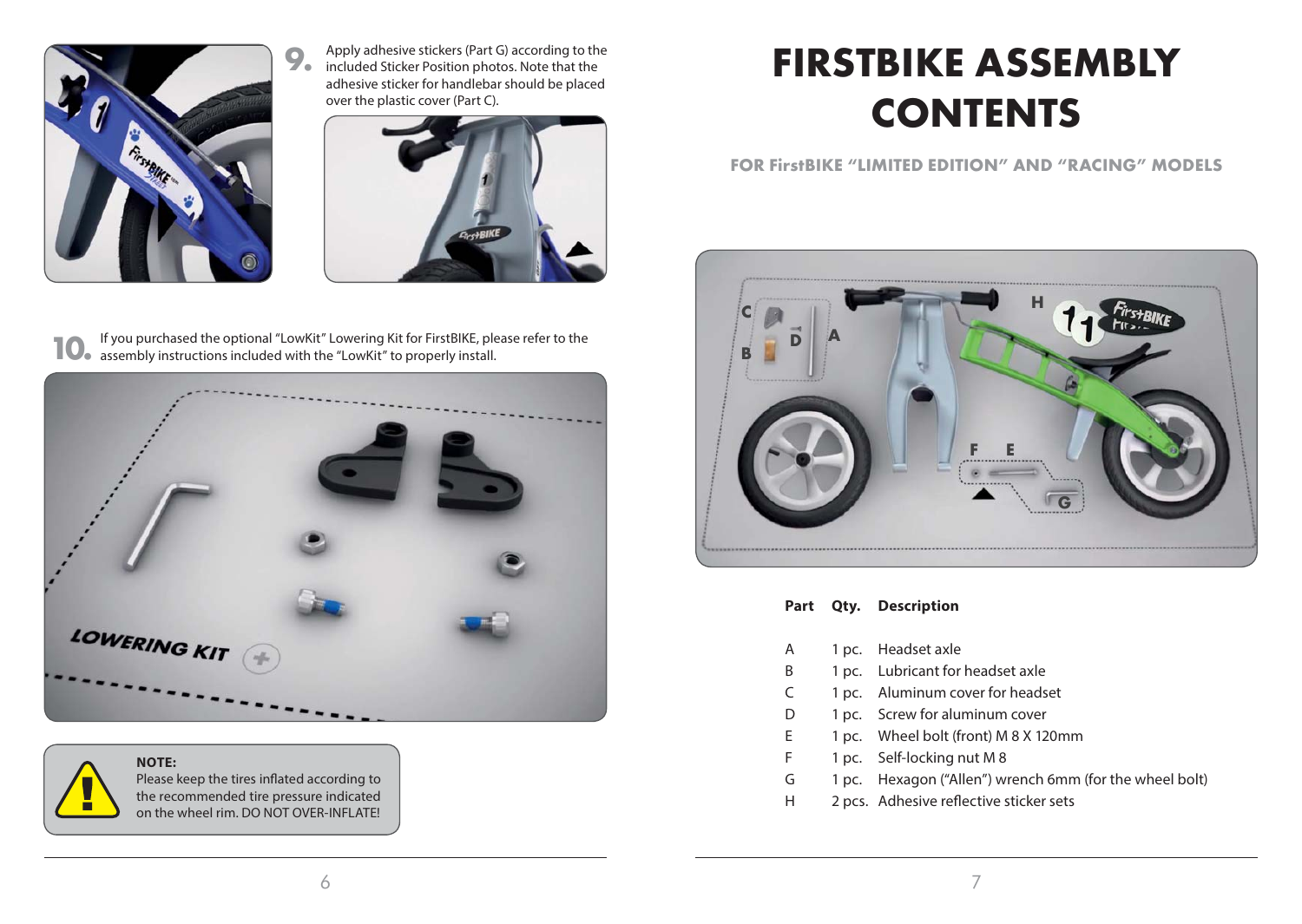9. Apply adhesive stickers (Part G) according to the included Sticker Position photos. Note that the adhesive sticker for handlebar should be placed over the plastic cover (Part C).

10. If you purchased the optional "LowKit" Lowering Kit for FirstBIKE, please refer to the assembly instructions included with the "LowKit" to properly install.

**NOTE:**
Please keep the tires inflated according to the recommended tire pressure indicated on the wheel rim. DO NOT OVER-INFLATE!

# FIRSTBIKE ASSEMBLY CONTENTS

## FOR FirstBIKE "LIMITED EDITION" AND "RACING" MODELS

| Part | Qty. | Description |
|---|---|---|
| A | 1 pc. | Headset axle |
| B | 1 pc. | Lubricant for headset axle |
| C | 1 pc. | Aluminum cover for headset |
| D | 1 pc. | Screw for aluminum cover |
| E | 1 pc. | Wheel bolt (front) M 8 X 120mm |
| F | 1 pc. | Self-locking nut M 8 |
| G | 1 pc. | Hexagon ("Allen") wrench 6mm (for the wheel bolt) |
| H | 2 pcs. | Adhesive reflective sticker sets |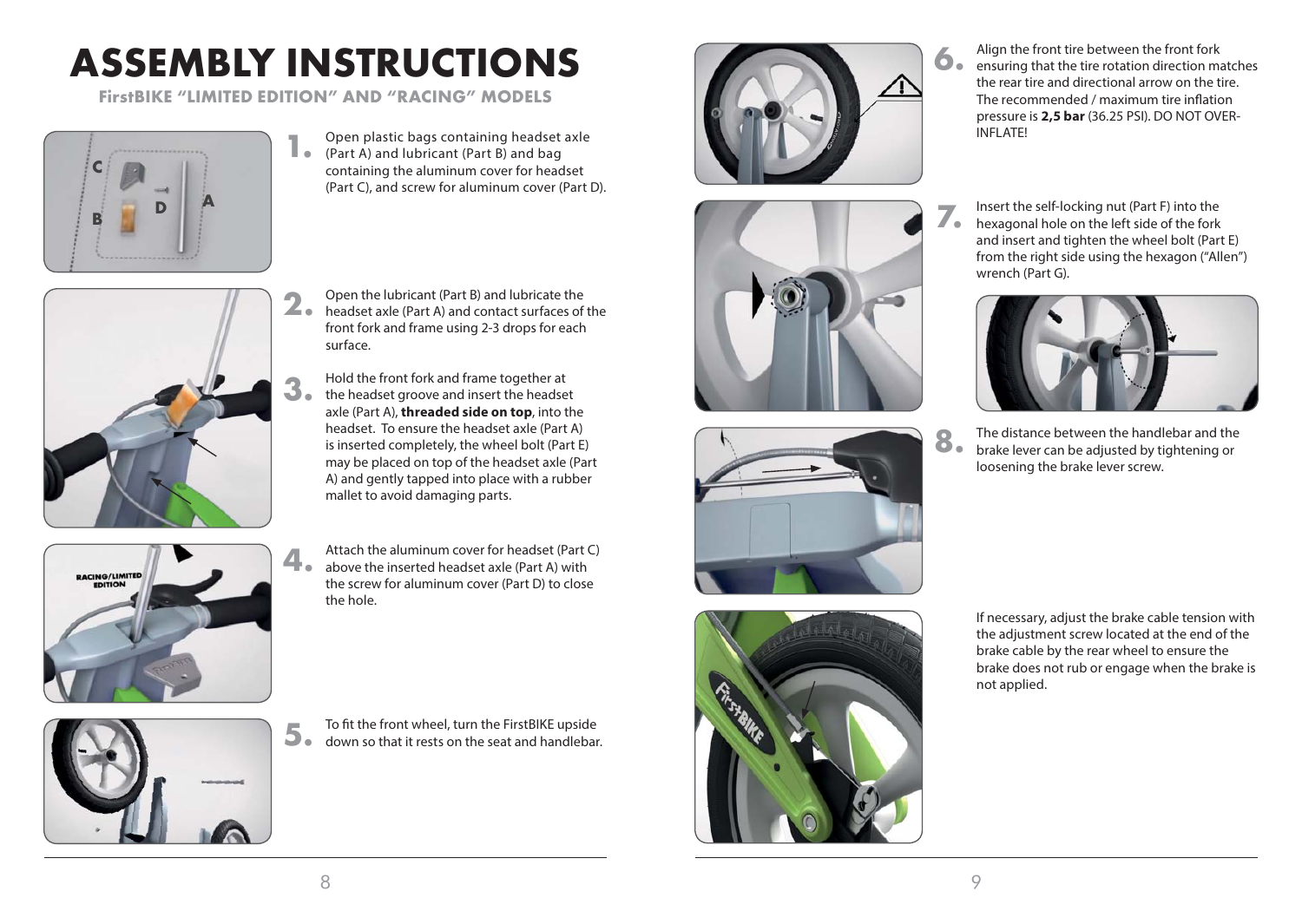# ASSEMBLY INSTRUCTIONS

**FirstBIKE "LIMITED EDITION" AND "RACING" MODELS**

**1.** Open plastic bags containing headset axle (Part A) and lubricant (Part B) and bag containing the aluminum cover for headset (Part C), and screw for aluminum cover (Part D).

**2.** Open the lubricant (Part B) and lubricate the headset axle (Part A) and contact surfaces of the front fork and frame using 2-3 drops for each surface.

**3.** Hold the front fork and frame together at the headset groove and insert the headset axle (Part A), **threaded side on top**, into the headset. To ensure the headset axle (Part A) is inserted completely, the wheel bolt (Part E) may be placed on top of the headset axle (Part A) and gently tapped into place with a rubber mallet to avoid damaging parts.

**4.** Attach the aluminum cover for headset (Part C) above the inserted headset axle (Part A) with the screw for aluminum cover (Part D) to close the hole.

**5.** To fit the front wheel, turn the FirstBIKE upside down so that it rests on the seat and handlebar.

**6.** Align the front tire between the front fork ensuring that the tire rotation direction matches the rear tire and directional arrow on the tire. The recommended / maximum tire inflation pressure is **2,5 bar** (36.25 PSI). DO NOT OVER-INFLATE!

**7.** Insert the self-locking nut (Part F) into the hexagonal hole on the left side of the fork and insert and tighten the wheel bolt (Part E) from the right side using the hexagon ("Allen") wrench (Part G).

**8.** The distance between the handlebar and the brake lever can be adjusted by tightening or loosening the brake lever screw.

If necessary, adjust the brake cable tension with the adjustment screw located at the end of the brake cable by the rear wheel to ensure the brake does not rub or engage when the brake is not applied.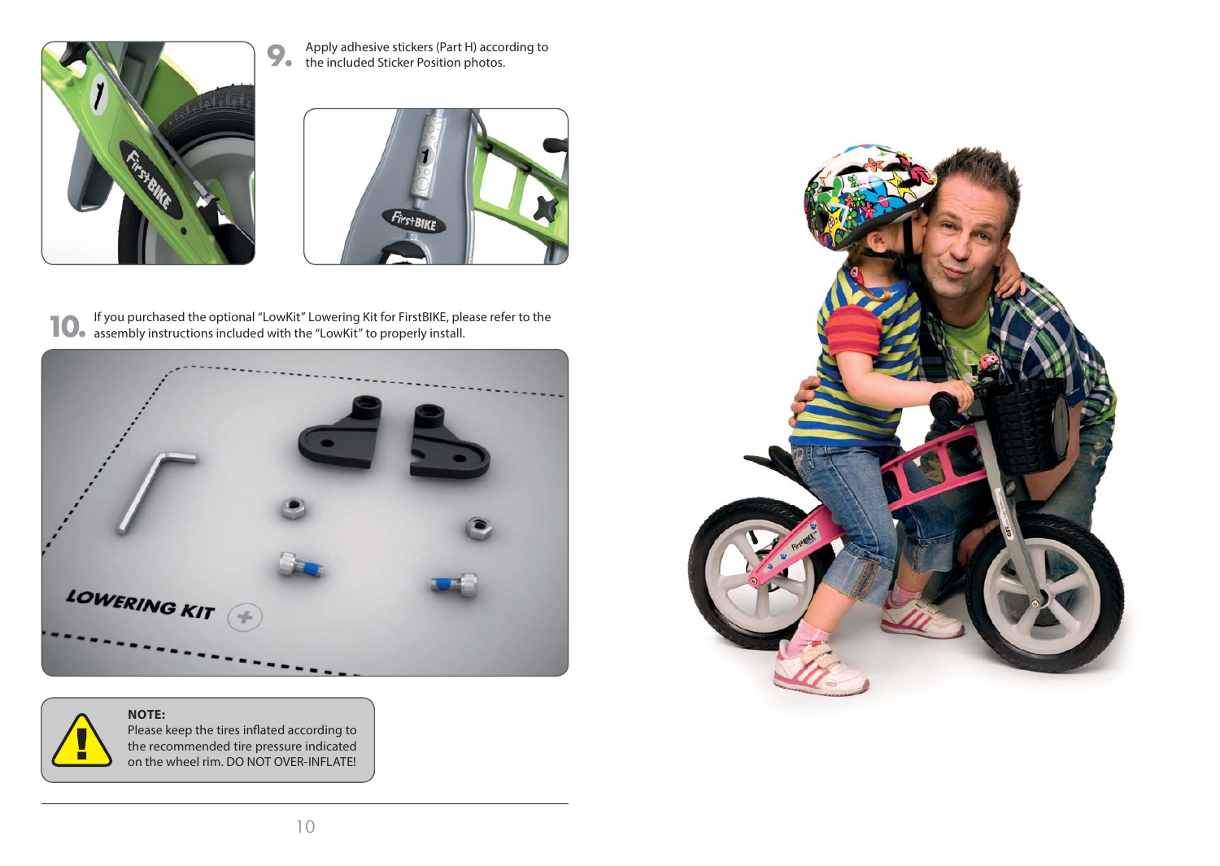**9.** Apply adhesive stickers (Part H) according to the included Sticker Position photos.

**10.** If you purchased the optional "LowKit" Lowering Kit for FirstBIKE, please refer to the assembly instructions included with the "LowKit" to properly install.

**NOTE:**
Please keep the tires inflated according to the recommended tire pressure indicated on the wheel rim. DO NOT OVER-INFLATE!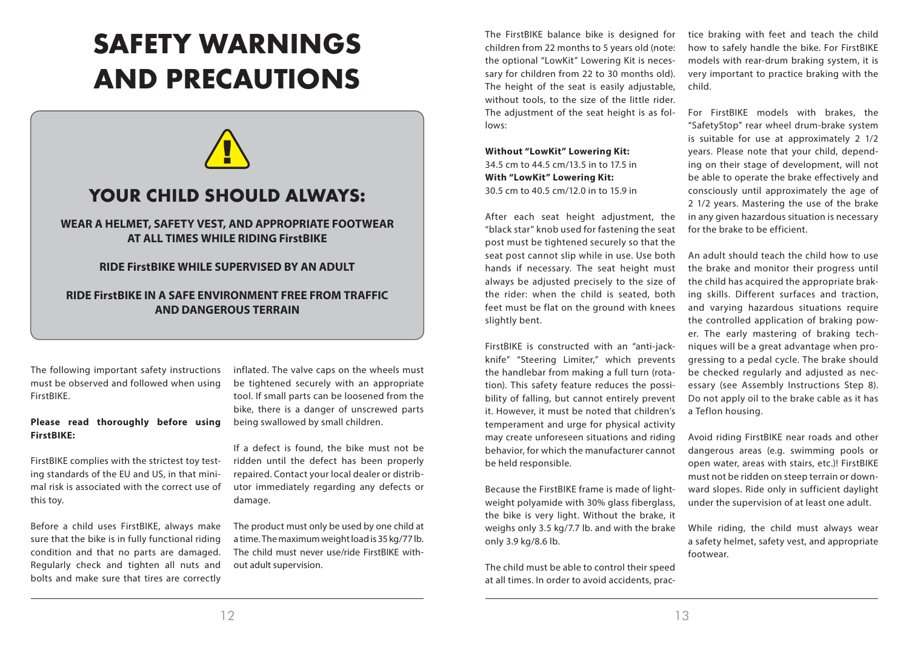# SAFETY WARNINGS AND PRECAUTIONS

## YOUR CHILD SHOULD ALWAYS:

**WEAR A HELMET, SAFETY VEST, AND APPROPRIATE FOOTWEAR AT ALL TIMES WHILE RIDING FirstBIKE**

**RIDE FirstBIKE WHILE SUPERVISED BY AN ADULT**

**RIDE FirstBIKE IN A SAFE ENVIRONMENT FREE FROM TRAFFIC AND DANGEROUS TERRAIN**

The following important safety instructions must be observed and followed when using FirstBIKE.

**Please read thoroughly before using FirstBIKE:**

FirstBIKE complies with the strictest toy testing standards of the EU and US, in that minimal risk is associated with the correct use of this toy.

Before a child uses FirstBIKE, always make sure that the bike is in fully functional riding condition and that no parts are damaged. Regularly check and tighten all nuts and bolts and make sure that tires are correctly inflated. The valve caps on the wheels must be tightened securely with an appropriate tool. If small parts can be loosened from the bike, there is a danger of unscrewed parts being swallowed by small children.

If a defect is found, the bike must not be ridden until the defect has been properly repaired. Contact your local dealer or distributor immediately regarding any defects or damage.

The product must only be used by one child at a time. The maximum weight load is 35 kg/77 lb. The child must never use/ride FirstBIKE without adult supervision.

The FirstBIKE balance bike is designed for children from 22 months to 5 years old (note: the optional "LowKit" Lowering Kit is necessary for children from 22 to 30 months old). The height of the seat is easily adjustable, without tools, to the size of the little rider. The adjustment of the seat height is as follows:

**Without "LowKit" Lowering Kit:**
34.5 cm to 44.5 cm/13.5 in to 17.5 in
**With "LowKit" Lowering Kit:**
30.5 cm to 40.5 cm/12.0 in to 15.9 in

After each seat height adjustment, the "black star" knob used for fastening the seat post must be tightened securely so that the seat post cannot slip while in use. Use both hands if necessary. The seat height must always be adjusted precisely to the size of the rider: when the child is seated, both feet must be flat on the ground with knees slightly bent.

FirstBIKE is constructed with an "anti-jackknife" "Steering Limiter," which prevents the handlebar from making a full turn (rotation). This safety feature reduces the possibility of falling, but cannot entirely prevent it. However, it must be noted that children's temperament and urge for physical activity may create unforeseen situations and riding behavior, for which the manufacturer cannot be held responsible.

Because the FirstBIKE frame is made of lightweight polyamide with 30% glass fiberglass, the bike is very light. Without the brake, it weighs only 3.5 kg/7.7 lb. and with the brake only 3.9 kg/8.6 lb.

The child must be able to control their speed at all times. In order to avoid accidents, practice braking with feet and teach the child how to safely handle the bike. For FirstBIKE models with rear-drum braking system, it is very important to practice braking with the child.

For FirstBIKE models with brakes, the "SafetyStop" rear wheel drum-brake system is suitable for use at approximately 2 1/2 years. Please note that your child, depending on their stage of development, will not be able to operate the brake effectively and consciously until approximately the age of 2 1/2 years. Mastering the use of the brake in any given hazardous situation is necessary for the brake to be efficient.

An adult should teach the child how to use the brake and monitor their progress until the child has acquired the appropriate braking skills. Different surfaces and traction, and varying hazardous situations require the controlled application of braking power. The early mastering of braking techniques will be a great advantage when progressing to a pedal cycle. The brake should be checked regularly and adjusted as necessary (see Assembly Instructions Step 8). Do not apply oil to the brake cable as it has a Teflon housing.

Avoid riding FirstBIKE near roads and other dangerous areas (e.g. swimming pools or open water, areas with stairs, etc.)! FirstBIKE must not be ridden on steep terrain or downward slopes. Ride only in sufficient daylight under the supervision of at least one adult.

While riding, the child must always wear a safety helmet, safety vest, and appropriate footwear.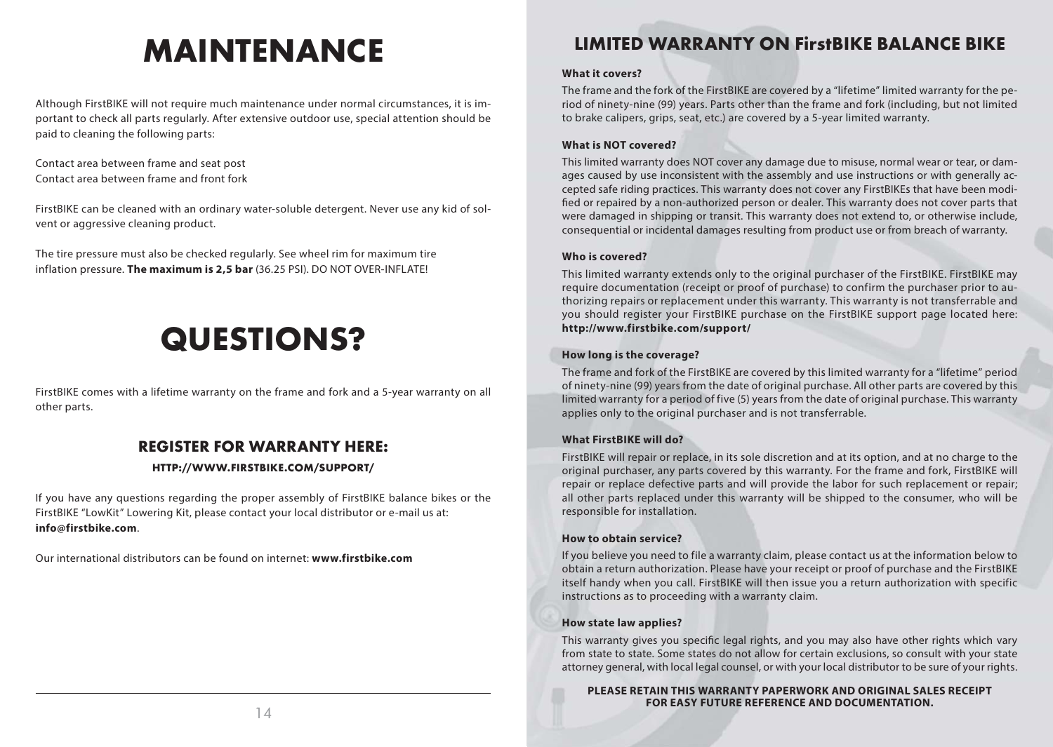# MAINTENANCE

Although FirstBIKE will not require much maintenance under normal circumstances, it is important to check all parts regularly. After extensive outdoor use, special attention should be paid to cleaning the following parts:

Contact area between frame and seat post
Contact area between frame and front fork

FirstBIKE can be cleaned with an ordinary water-soluble detergent. Never use any kid of solvent or aggressive cleaning product.

The tire pressure must also be checked regularly. See wheel rim for maximum tire inflation pressure. **The maximum is 2,5 bar** (36.25 PSI). DO NOT OVER-INFLATE!

# QUESTIONS?

FirstBIKE comes with a lifetime warranty on the frame and fork and a 5-year warranty on all other parts.

## REGISTER FOR WARRANTY HERE:

### HTTP://WWW.FIRSTBIKE.COM/SUPPORT/

If you have any questions regarding the proper assembly of FirstBIKE balance bikes or the FirstBIKE "LowKit" Lowering Kit, please contact your local distributor or e-mail us at: **info@firstbike.com**.

Our international distributors can be found on internet: **www.firstbike.com**

# LIMITED WARRANTY ON FirstBIKE BALANCE BIKE

**What it covers?**

The frame and the fork of the FirstBIKE are covered by a "lifetime" limited warranty for the period of ninety-nine (99) years. Parts other than the frame and fork (including, but not limited to brake calipers, grips, seat, etc.) are covered by a 5-year limited warranty.

**What is NOT covered?**

This limited warranty does NOT cover any damage due to misuse, normal wear or tear, or damages caused by use inconsistent with the assembly and use instructions or with generally accepted safe riding practices. This warranty does not cover any FirstBIKEs that have been modified or repaired by a non-authorized person or dealer. This warranty does not cover parts that were damaged in shipping or transit. This warranty does not extend to, or otherwise include, consequential or incidental damages resulting from product use or from breach of warranty.

**Who is covered?**

This limited warranty extends only to the original purchaser of the FirstBIKE. FirstBIKE may require documentation (receipt or proof of purchase) to confirm the purchaser prior to authorizing repairs or replacement under this warranty. This warranty is not transferrable and you should register your FirstBIKE purchase on the FirstBIKE support page located here: **http://www.firstbike.com/support/**

**How long is the coverage?**

The frame and fork of the FirstBIKE are covered by this limited warranty for a "lifetime" period of ninety-nine (99) years from the date of original purchase. All other parts are covered by this limited warranty for a period of five (5) years from the date of original purchase. This warranty applies only to the original purchaser and is not transferrable.

**What FirstBIKE will do?**

FirstBIKE will repair or replace, in its sole discretion and at its option, and at no charge to the original purchaser, any parts covered by this warranty. For the frame and fork, FirstBIKE will repair or replace defective parts and will provide the labor for such replacement or repair; all other parts replaced under this warranty will be shipped to the consumer, who will be responsible for installation.

**How to obtain service?**

If you believe you need to file a warranty claim, please contact us at the information below to obtain a return authorization. Please have your receipt or proof of purchase and the FirstBIKE itself handy when you call. FirstBIKE will then issue you a return authorization with specific instructions as to proceeding with a warranty claim.

**How state law applies?**

This warranty gives you specific legal rights, and you may also have other rights which vary from state to state. Some states do not allow for certain exclusions, so consult with your state attorney general, with local legal counsel, or with your local distributor to be sure of your rights.

**PLEASE RETAIN THIS WARRANTY PAPERWORK AND ORIGINAL SALES RECEIPT FOR EASY FUTURE REFERENCE AND DOCUMENTATION.**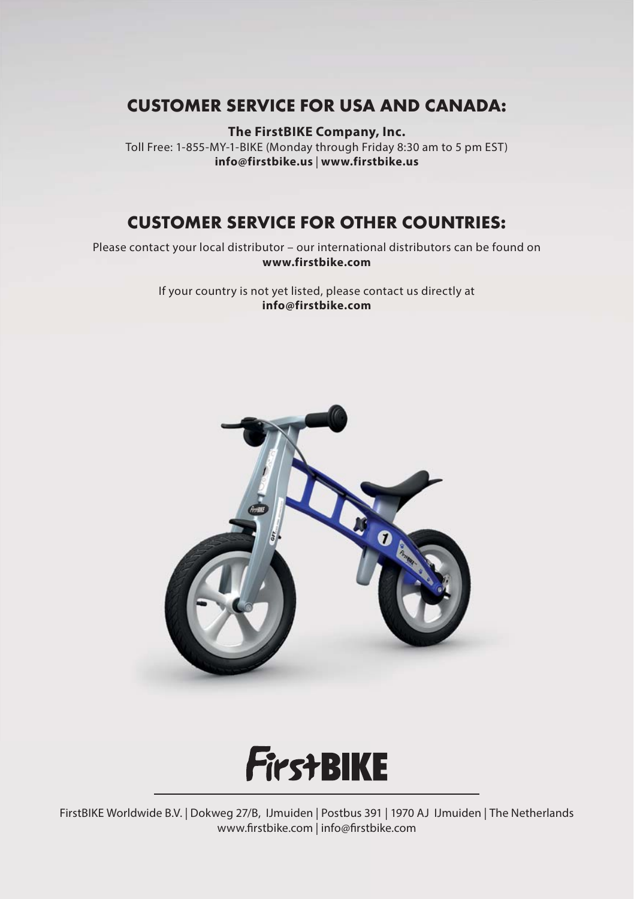## CUSTOMER SERVICE FOR USA AND CANADA:

**The FirstBIKE Company, Inc.**
Toll Free: 1-855-MY-1-BIKE (Monday through Friday 8:30 am to 5 pm EST)
**info@firstbike.us** | **www.firstbike.us**

## CUSTOMER SERVICE FOR OTHER COUNTRIES:

Please contact your local distributor – our international distributors can be found on **www.firstbike.com**

If your country is not yet listed, please contact us directly at **info@firstbike.com**

FirstBIKE

FirstBIKE Worldwide B.V. | Dokweg 27/B, IJmuiden | Postbus 391 | 1970 AJ IJmuiden | The Netherlands
www.firstbike.com | info@firstbike.com